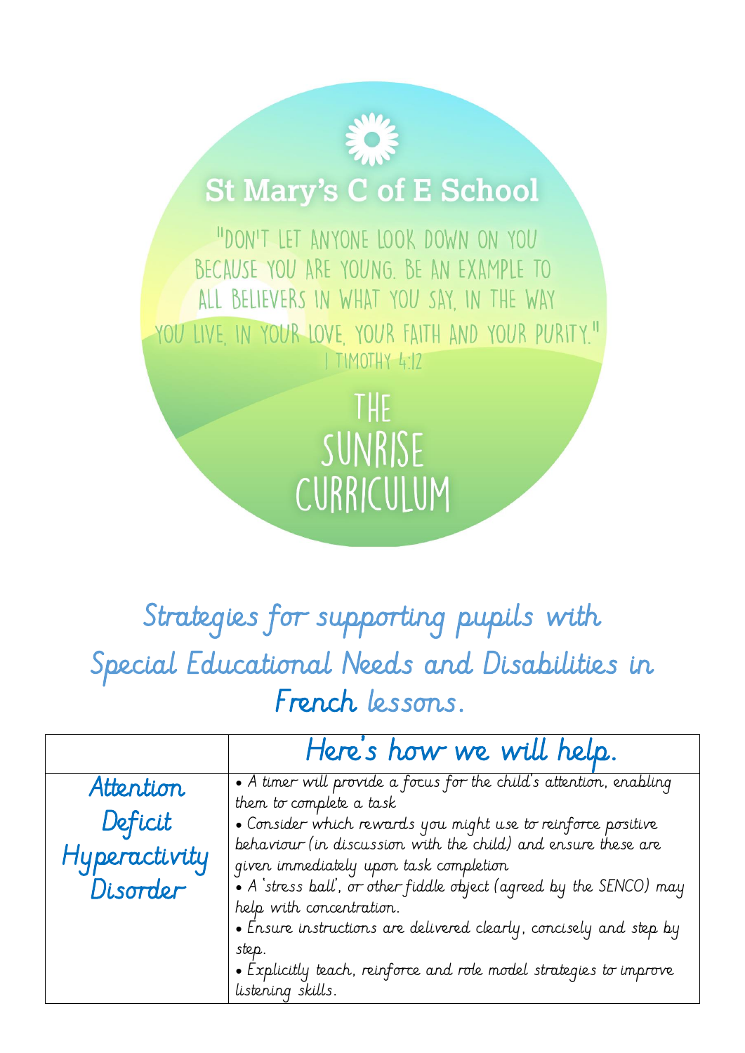# St Mary's C of E School

"DON'T LET ANYONE LOOK DOWN ON YOU BECAUSE YOU ARE YOUNG. BE AN EXAMPLE TO ALL BELIEVERS IN WHAT YOU SAY, IN THE WAY YOU LIVE, IN YOUR LOVE, YOUR FAITH AND YOUR PURITY."
1 TIMOTHY 4:12

# THE SUNRISE CURRICULUM

## Strategies for supporting pupils with Special Educational Needs and Disabilities in French lessons.

| | Here's how we will help. |
|---|---|
| Attention Deficit Hyperactivity Disorder | • A timer will provide a focus for the child's attention, enabling them to complete a task<br>• Consider which rewards you might use to reinforce positive behaviour (in discussion with the child) and ensure these are given immediately upon task completion<br>• A 'stress ball', or other fiddle object (agreed by the SENCO) may help with concentration.<br>• Ensure instructions are delivered clearly, concisely and step by step.<br>• Explicitly teach, reinforce and role model strategies to improve listening skills. |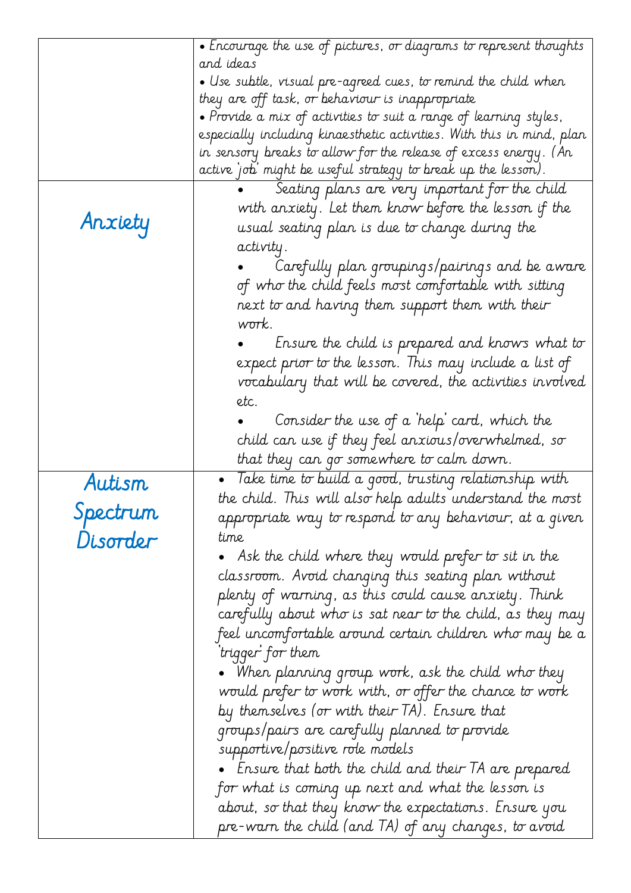| | |
|---|---|
| | • Encourage the use of pictures, or diagrams to represent thoughts and ideas<br>• Use subtle, visual pre-agreed cues, to remind the child when they are off task, or behaviour is inappropriate<br>• Provide a mix of activities to suit a range of learning styles, especially including kinaesthetic activities. With this in mind, plan in sensory breaks to allow for the release of excess energy. (An active 'job' might be useful strategy to break up the lesson). |
| Anxiety | • Seating plans are very important for the child with anxiety. Let them know before the lesson if the usual seating plan is due to change during the activity.<br>• Carefully plan groupings/pairings and be aware of who the child feels most comfortable with sitting next to and having them support them with their work.<br>• Ensure the child is prepared and knows what to expect prior to the lesson. This may include a list of vocabulary that will be covered, the activities involved etc.<br>• Consider the use of a 'help' card, which the child can use if they feel anxious/overwhelmed, so that they can go somewhere to calm down. |
| Autism Spectrum Disorder | • Take time to build a good, trusting relationship with the child. This will also help adults understand the most appropriate way to respond to any behaviour, at a given time<br>• Ask the child where they would prefer to sit in the classroom. Avoid changing this seating plan without plenty of warning, as this could cause anxiety. Think carefully about who is sat near to the child, as they may feel uncomfortable around certain children who may be a 'trigger' for them<br>• When planning group work, ask the child who they would prefer to work with, or offer the chance to work by themselves (or with their TA). Ensure that groups/pairs are carefully planned to provide supportive/positive role models<br>• Ensure that both the child and their TA are prepared for what is coming up next and what the lesson is about, so that they know the expectations. Ensure you pre-warn the child (and TA) of any changes, to avoid |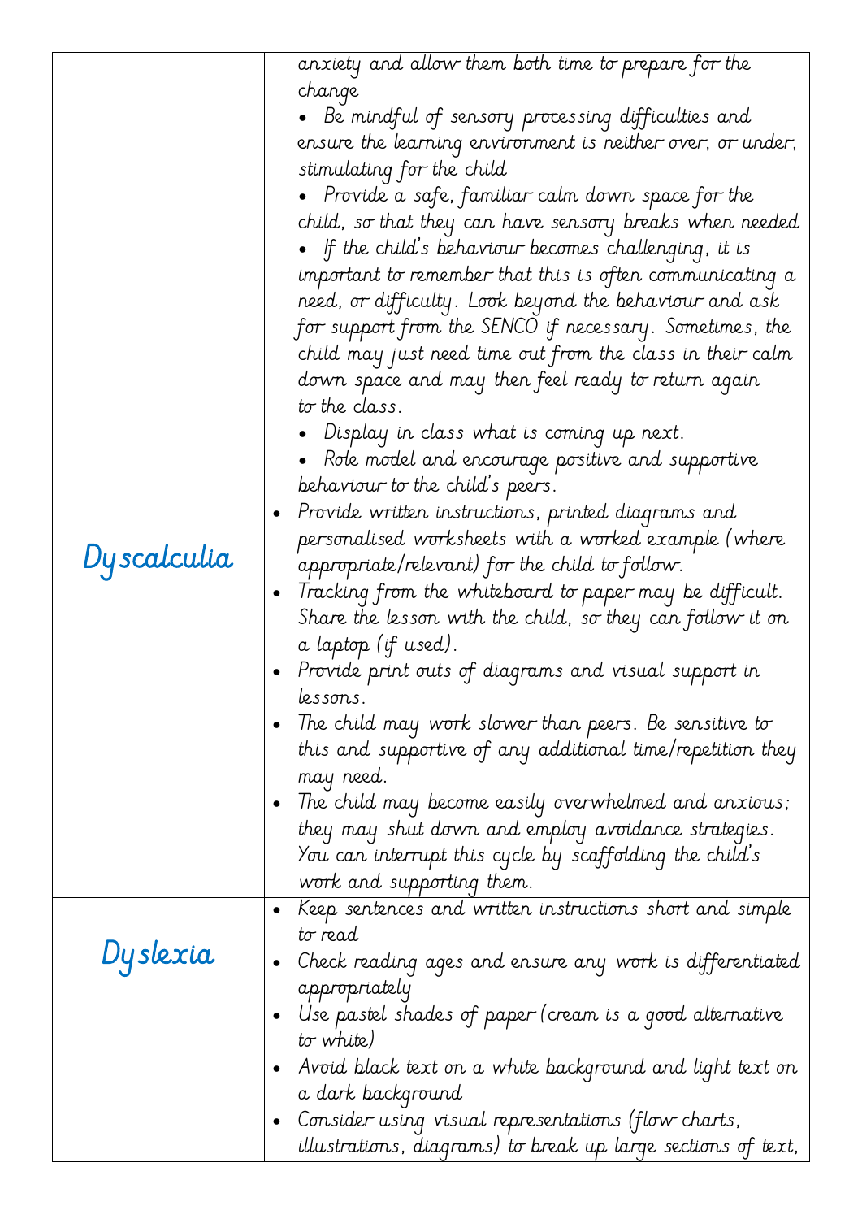| | |
|---|---|
| | anxiety and allow them both time to prepare for the change<br>• Be mindful of sensory processing difficulties and ensure the learning environment is neither over, or under, stimulating for the child<br>• Provide a safe, familiar calm down space for the child, so that they can have sensory breaks when needed<br>• If the child's behaviour becomes challenging, it is important to remember that this is often communicating a need, or difficulty. Look beyond the behaviour and ask for support from the SENCO if necessary. Sometimes, the child may just need time out from the class in their calm down space and may then feel ready to return again to the class.<br>• Display in class what is coming up next.<br>• Role model and encourage positive and supportive behaviour to the child's peers. |
| **Dyscalculia** | • Provide written instructions, printed diagrams and personalised worksheets with a worked example (where appropriate/relevant) for the child to follow.<br>• Tracking from the whiteboard to paper may be difficult. Share the lesson with the child, so they can follow it on a laptop (if used).<br>• Provide print outs of diagrams and visual support in lessons.<br>• The child may work slower than peers. Be sensitive to this and supportive of any additional time/repetition they may need.<br>• The child may become easily overwhelmed and anxious; they may shut down and employ avoidance strategies. You can interrupt this cycle by scaffolding the child's work and supporting them. |
| **Dyslexia** | • Keep sentences and written instructions short and simple to read<br>• Check reading ages and ensure any work is differentiated appropriately<br>• Use pastel shades of paper (cream is a good alternative to white)<br>• Avoid black text on a white background and light text on a dark background<br>• Consider using visual representations (flow charts, illustrations, diagrams) to break up large sections of text, |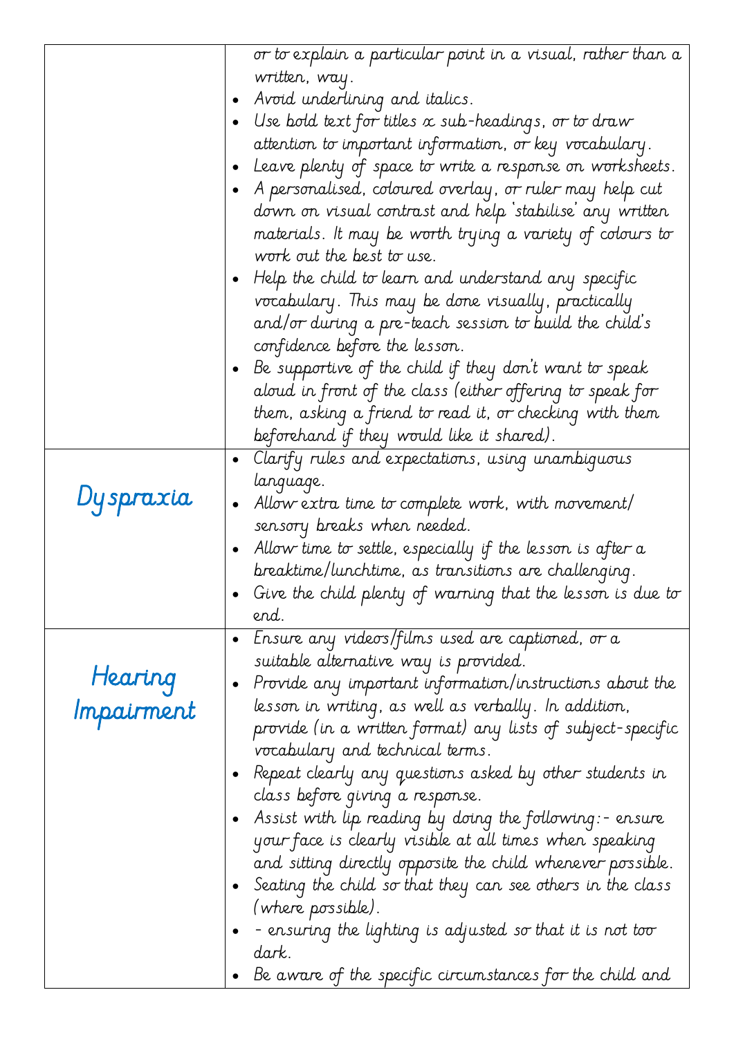| | |
|---|---|
| | or to explain a particular point in a visual, rather than a written, way.<br>• Avoid underlining and italics.<br>• Use bold text for titles & sub-headings, or to draw attention to important information, or key vocabulary.<br>• Leave plenty of space to write a response on worksheets.<br>• A personalised, coloured overlay, or ruler may help cut down on visual contrast and help 'stabilise' any written materials. It may be worth trying a variety of colours to work out the best to use.<br>• Help the child to learn and understand any specific vocabulary. This may be done visually, practically and/or during a pre-teach session to build the child's confidence before the lesson.<br>• Be supportive of the child if they don't want to speak aloud in front of the class (either offering to speak for them, asking a friend to read it, or checking with them beforehand if they would like it shared). |
| Dyspraxia | • Clarify rules and expectations, using unambiguous language.<br>• Allow extra time to complete work, with movement/ sensory breaks when needed.<br>• Allow time to settle, especially if the lesson is after a breaktime/lunchtime, as transitions are challenging.<br>• Give the child plenty of warning that the lesson is due to end. |
| Hearing Impairment | • Ensure any videos/films used are captioned, or a suitable alternative way is provided.<br>• Provide any important information/instructions about the lesson in writing, as well as verbally. In addition, provide (in a written format) any lists of subject-specific vocabulary and technical terms.<br>• Repeat clearly any questions asked by other students in class before giving a response.<br>• Assist with lip reading by doing the following:- ensure your face is clearly visible at all times when speaking and sitting directly opposite the child whenever possible.<br>• Seating the child so that they can see others in the class (where possible).<br>• - ensuring the lighting is adjusted so that it is not too dark.<br>• Be aware of the specific circumstances for the child and |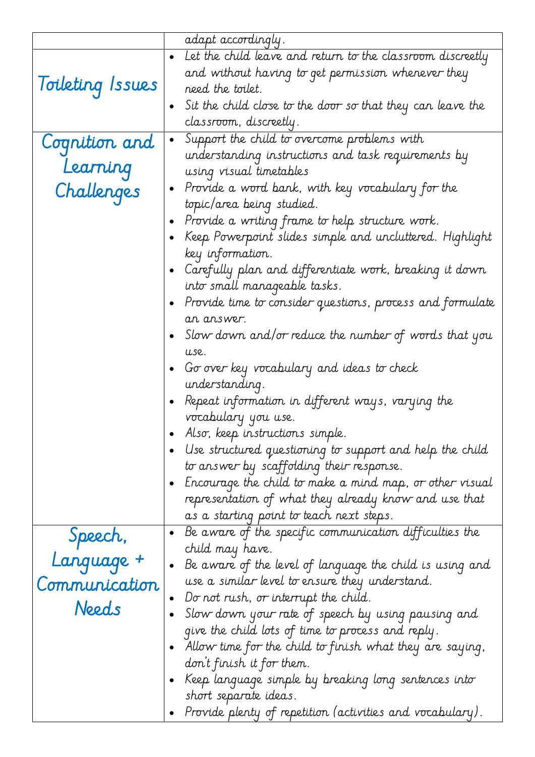| | |
|---|---|
| | adapt accordingly. |
| Toileting Issues | • Let the child leave and return to the classroom discreetly and without having to get permission whenever they need the toilet.<br>• Sit the child close to the door so that they can leave the classroom, discreetly. |
| Cognition and Learning Challenges | • Support the child to overcome problems with understanding instructions and task requirements by using visual timetables<br>• Provide a word bank, with key vocabulary for the topic/area being studied.<br>• Provide a writing frame to help structure work.<br>• Keep Powerpoint slides simple and uncluttered. Highlight key information.<br>• Carefully plan and differentiate work, breaking it down into small manageable tasks.<br>• Provide time to consider questions, process and formulate an answer.<br>• Slow down and/or reduce the number of words that you use.<br>• Go over key vocabulary and ideas to check understanding.<br>• Repeat information in different ways, varying the vocabulary you use.<br>• Also, keep instructions simple.<br>• Use structured questioning to support and help the child to answer by scaffolding their response.<br>• Encourage the child to make a mind map, or other visual representation of what they already know and use that as a starting point to teach next steps. |
| Speech, Language + Communication Needs | • Be aware of the specific communication difficulties the child may have.<br>• Be aware of the level of language the child is using and use a similar level to ensure they understand.<br>• Do not rush, or interrupt the child.<br>• Slow down your rate of speech by using pausing and give the child lots of time to process and reply.<br>• Allow time for the child to finish what they are saying, don't finish it for them.<br>• Keep language simple by breaking long sentences into short separate ideas.<br>• Provide plenty of repetition (activities and vocabulary). |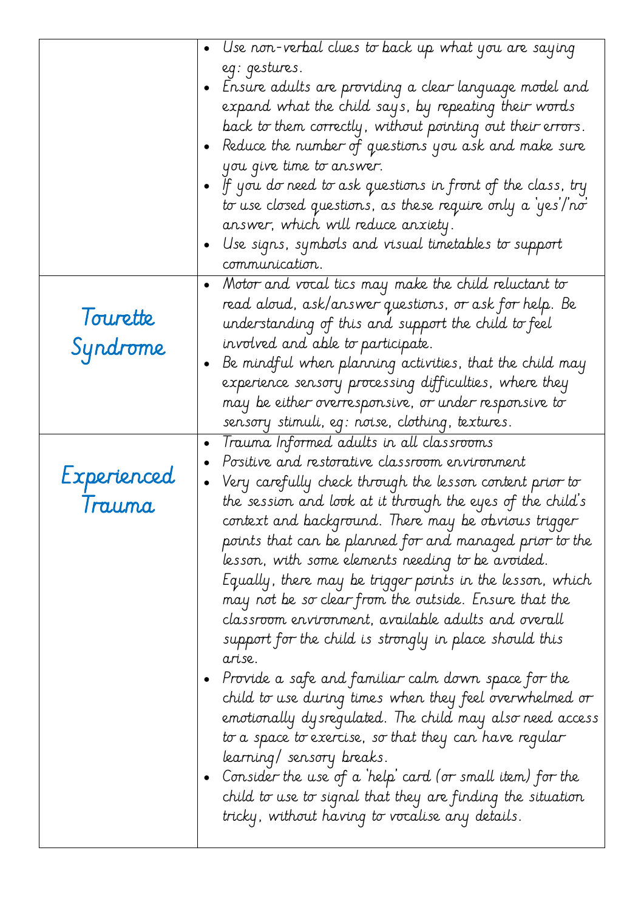| | |
|---|---|
| | <ul><li>Use non-verbal clues to back up what you are saying eg: gestures.</li><li>Ensure adults are providing a clear language model and expand what the child says, by repeating their words back to them correctly, without pointing out their errors.</li><li>Reduce the number of questions you ask and make sure you give time to answer.</li><li>If you do need to ask questions in front of the class, try to use closed questions, as these require only a 'yes'/'no' answer, which will reduce anxiety.</li><li>Use signs, symbols and visual timetables to support communication.</li></ul> |
| Tourette Syndrome | <ul><li>Motor and vocal tics may make the child reluctant to read aloud, ask/answer questions, or ask for help. Be understanding of this and support the child to feel involved and able to participate.</li><li>Be mindful when planning activities, that the child may experience sensory processing difficulties, where they may be either overresponsive, or under responsive to sensory stimuli, eg: noise, clothing, textures.</li></ul> |
| Experienced Trauma | <ul><li>Trauma Informed adults in all classrooms</li><li>Positive and restorative classroom environment</li><li>Very carefully check through the lesson content prior to the session and look at it through the eyes of the child's context and background. There may be obvious trigger points that can be planned for and managed prior to the lesson, with some elements needing to be avoided. Equally, there may be trigger points in the lesson, which may not be so clear from the outside. Ensure that the classroom environment, available adults and overall support for the child is strongly in place should this arise.</li><li>Provide a safe and familiar calm down space for the child to use during times when they feel overwhelmed or emotionally dysregulated. The child may also need access to a space to exercise, so that they can have regular learning/ sensory breaks.</li><li>Consider the use of a 'help' card (or small item) for the child to use to signal that they are finding the situation tricky, without having to vocalise any details.</li></ul> |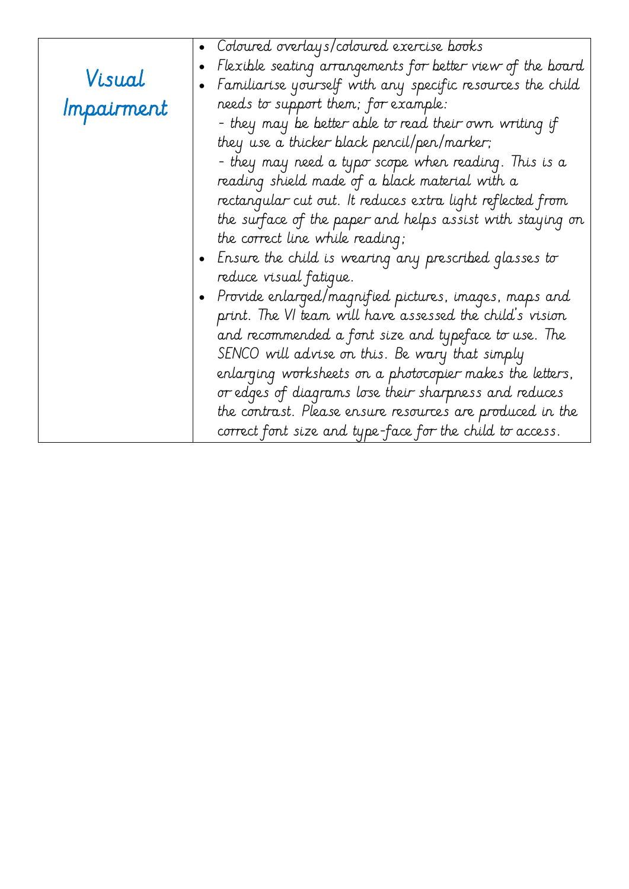| | |
|---|---|
| Visual Impairment | • Coloured overlays/coloured exercise books<br>• Flexible seating arrangements for better view of the board<br>• Familiarise yourself with any specific resources the child needs to support them; for example:<br>- they may be better able to read their own writing if they use a thicker black pencil/pen/marker;<br>- they may need a typo scope when reading. This is a reading shield made of a black material with a rectangular cut out. It reduces extra light reflected from the surface of the paper and helps assist with staying on the correct line while reading;<br>• Ensure the child is wearing any prescribed glasses to reduce visual fatigue.<br>• Provide enlarged/magnified pictures, images, maps and print. The VI team will have assessed the child's vision and recommended a font size and typeface to use. The SENCO will advise on this. Be wary that simply enlarging worksheets on a photocopier makes the letters, or edges of diagrams lose their sharpness and reduces the contrast. Please ensure resources are produced in the correct font size and type-face for the child to access. |